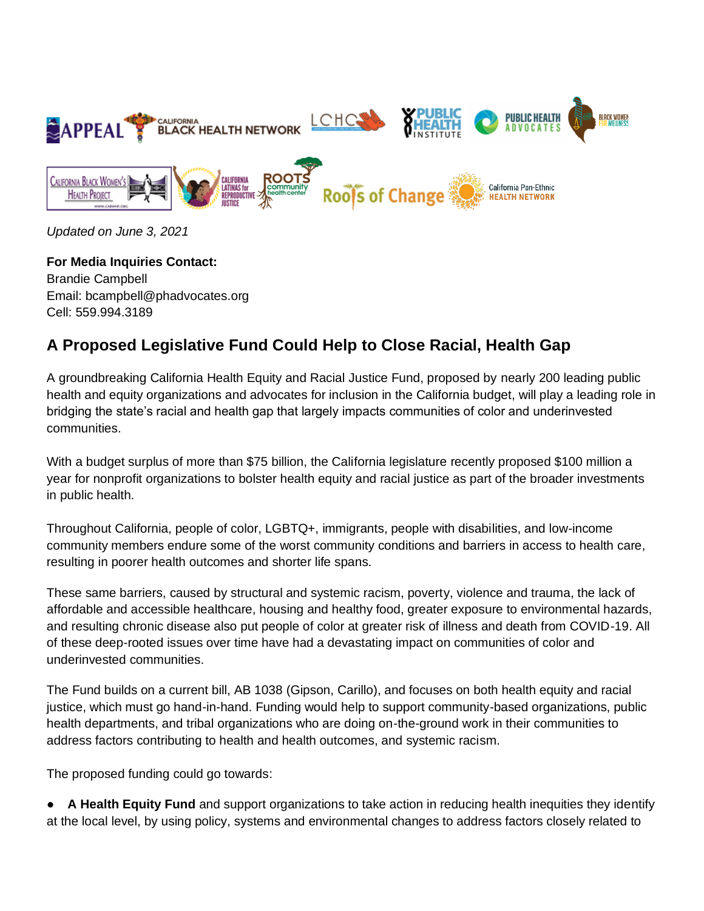*Updated on June 3, 2021*

**For Media Inquiries Contact:**
Brandie Campbell
Email: bcampbell@phadvocates.org
Cell: 559.994.3189

## A Proposed Legislative Fund Could Help to Close Racial, Health Gap

A groundbreaking California Health Equity and Racial Justice Fund, proposed by nearly 200 leading public health and equity organizations and advocates for inclusion in the California budget, will play a leading role in bridging the state's racial and health gap that largely impacts communities of color and underinvested communities.

With a budget surplus of more than $75 billion, the California legislature recently proposed $100 million a year for nonprofit organizations to bolster health equity and racial justice as part of the broader investments in public health.

Throughout California, people of color, LGBTQ+, immigrants, people with disabilities, and low-income community members endure some of the worst community conditions and barriers in access to health care, resulting in poorer health outcomes and shorter life spans.

These same barriers, caused by structural and systemic racism, poverty, violence and trauma, the lack of affordable and accessible healthcare, housing and healthy food, greater exposure to environmental hazards, and resulting chronic disease also put people of color at greater risk of illness and death from COVID-19. All of these deep-rooted issues over time have had a devastating impact on communities of color and underinvested communities.

The Fund builds on a current bill, AB 1038 (Gipson, Carillo), and focuses on both health equity and racial justice, which must go hand-in-hand. Funding would help to support community-based organizations, public health departments, and tribal organizations who are doing on-the-ground work in their communities to address factors contributing to health and health outcomes, and systemic racism.

The proposed funding could go towards:

- **A Health Equity Fund** and support organizations to take action in reducing health inequities they identify at the local level, by using policy, systems and environmental changes to address factors closely related to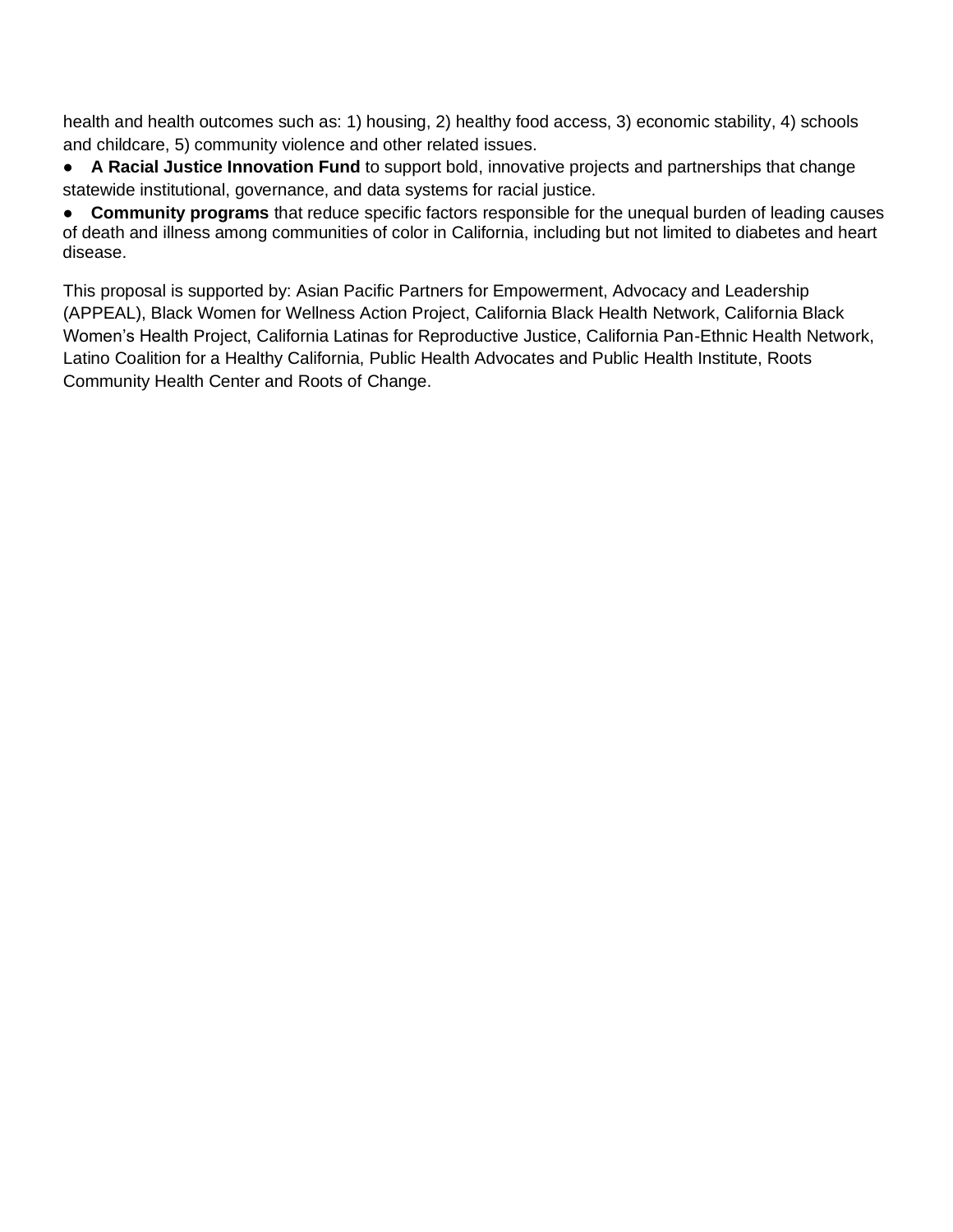health and health outcomes such as: 1) housing, 2) healthy food access, 3) economic stability, 4) schools and childcare, 5) community violence and other related issues.

- **A Racial Justice Innovation Fund** to support bold, innovative projects and partnerships that change statewide institutional, governance, and data systems for racial justice.
- **Community programs** that reduce specific factors responsible for the unequal burden of leading causes of death and illness among communities of color in California, including but not limited to diabetes and heart disease.

This proposal is supported by: Asian Pacific Partners for Empowerment, Advocacy and Leadership (APPEAL), Black Women for Wellness Action Project, California Black Health Network, California Black Women's Health Project, California Latinas for Reproductive Justice, California Pan-Ethnic Health Network, Latino Coalition for a Healthy California, Public Health Advocates and Public Health Institute, Roots Community Health Center and Roots of Change.